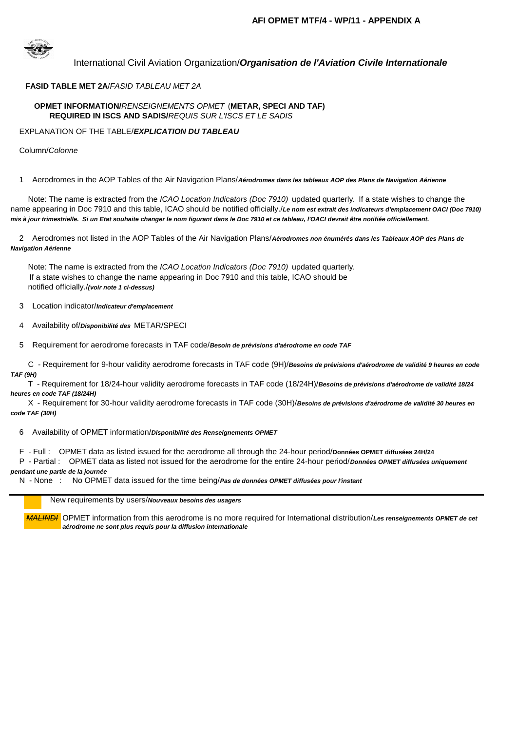**AFI OPMET MTF/4 - WP/11 - APPENDIX A**

International Civil Aviation Organization/***Organisation de l'Aviation Civile Internationale***

**FASID TABLE MET 2A**/*FASID TABLEAU MET 2A*

**OPMET INFORMATION/***RENSEIGNEMENTS OPMET* (**METAR, SPECI AND TAF)**
**REQUIRED IN ISCS AND SADIS/***REQUIS SUR L'ISCS ET LE SADIS*

EXPLANATION OF THE TABLE/***EXPLICATION DU TABLEAU***

Column/*Colonne*

1 Aerodromes in the AOP Tables of the Air Navigation Plans/***Aérodromes dans les tableaux AOP des Plans de Navigation Aérienne***

Note: The name is extracted from the *ICAO Location Indicators (Doc 7910)* updated quarterly. If a state wishes to change the name appearing in Doc 7910 and this table, ICAO should be notified officially./***Le nom est extrait des indicateurs d'emplacement OACI (Doc 7910) mis à jour trimestrielle. Si un Etat souhaite changer le nom figurant dans le Doc 7910 et ce tableau, l'OACI devrait être notifiée officiellement.***

2 Aerodromes not listed in the AOP Tables of the Air Navigation Plans/***Aérodromes non énumérés dans les Tableaux AOP des Plans de Navigation Aérienne***

Note: The name is extracted from the *ICAO Location Indicators (Doc 7910)* updated quarterly. If a state wishes to change the name appearing in Doc 7910 and this table, ICAO should be notified officially./***(voir note 1 ci-dessus)***

3 Location indicator/***Indicateur d'emplacement***

4 Availability of/***Disponibilité des*** METAR/SPECI

5 Requirement for aerodrome forecasts in TAF code/***Besoin de prévisions d'aérodrome en code TAF***

C - Requirement for 9-hour validity aerodrome forecasts in TAF code (9H)/***Besoins de prévisions d'aérodrome de validité 9 heures en code TAF (9H)***

T - Requirement for 18/24-hour validity aerodrome forecasts in TAF code (18/24H)/***Besoins de prévisions d'aérodrome de validité 18/24 heures en code TAF (18/24H)***

X - Requirement for 30-hour validity aerodrome forecasts in TAF code (30H)/***Besoins de prévisions d'aérodrome de validité 30 heures en code TAF (30H)***

6 Availability of OPMET information/***Disponibilité des Renseignements OPMET***

F - Full : OPMET data as listed issued for the aerodrome all through the 24-hour period/**Données OPMET diffusées 24H/24**

P - Partial : OPMET data as listed not issued for the aerodrome for the entire 24-hour period/***Données OPMET diffusées uniquement pendant une partie de la journée***

N - None : No OPMET data issued for the time being/***Pas de données OPMET diffusées pour l'instant***

---

New requirements by users/***Nouveaux besoins des usagers***

~~*MALINDI*~~ OPMET information from this aerodrome is no more required for International distribution/***Les renseignements OPMET de cet aérodrome ne sont plus requis pour la diffusion internationale***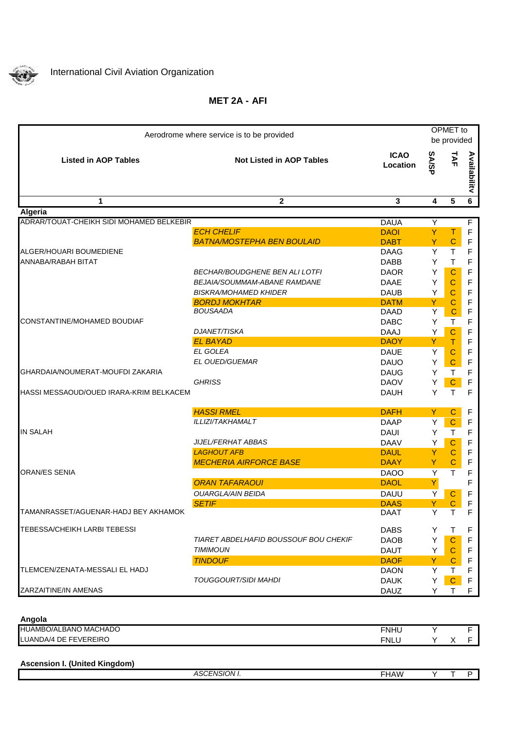International Civil Aviation Organization

## MET 2A - AFI

| Aerodrome where service is to be provided | | | OPMET to be provided | | |
|---|---|---|---|---|---|
| **Listed in AOP Tables** | **Not Listed in AOP Tables** | **ICAO Location** | **SA/SP** | **TAF** | **Availability** |
| 1 | 2 | 3 | 4 | 5 | 6 |
| **Algeria** | | | | | |
| ADRAR/TOUAT-CHEIKH SIDI MOHAMED BELKEBIR | | DAUA | Y | | F |
| | *ECH CHELIF* | DAOI | Y | T | F |
| | *BATNA/MOSTEPHA BEN BOULAID* | DABT | Y | C | F |
| ALGER/HOUARI BOUMEDIENE | | DAAG | Y | T | F |
| ANNABA/RABAH BITAT | | DABB | Y | T | F |
| | *BECHAR/BOUDGHENE BEN ALI LOTFI* | DAOR | Y | C | F |
| | *BEJAIA/SOUMMAM-ABANE RAMDANE* | DAAE | Y | C | F |
| | *BISKRA/MOHAMED KHIDER* | DAUB | Y | C | F |
| | *BORDJ MOKHTAR* | DATM | Y | C | F |
| | *BOUSAADA* | DAAD | Y | C | F |
| CONSTANTINE/MOHAMED BOUDIAF | | DABC | Y | T | F |
| | *DJANET/TISKA* | DAAJ | Y | C | F |
| | *EL BAYAD* | DAOY | Y | T | F |
| | *EL GOLEA* | DAUE | Y | C | F |
| | *EL OUED/GUEMAR* | DAUO | Y | C | F |
| GHARDAIA/NOUMERAT-MOUFDI ZAKARIA | | DAUG | Y | T | F |
| | *GHRISS* | DAOV | Y | C | F |
| HASSI MESSAOUD/OUED IRARA-KRIM BELKACEM | | DAUH | Y | T | F |
| | *HASSI RMEL* | DAFH | Y | C | F |
| | *ILLIZI/TAKHAMALT* | DAAP | Y | C | F |
| IN SALAH | | DAUI | Y | T | F |
| | *JIJEL/FERHAT ABBAS* | DAAV | Y | C | F |
| | *LAGHOUT AFB* | DAUL | Y | C | F |
| | *MECHERIA AIRFORCE BASE* | DAAY | Y | C | F |
| ORAN/ES SENIA | | DAOO | Y | T | F |
| | *ORAN TAFARAOUI* | DAOL | Y | | F |
| | *OUARGLA/AIN BEIDA* | DAUU | Y | C | F |
| | *SETIF* | DAAS | Y | C | F |
| TAMANRASSET/AGUENAR-HADJ BEY AKHAMOK | | DAAT | Y | T | F |
| TEBESSA/CHEIKH LARBI TEBESSI | | DABS | Y | T | F |
| | *TIARET ABDELHAFID BOUSSOUF BOU CHEKIF* | DAOB | Y | C | F |
| | *TIMIMOUN* | DAUT | Y | C | F |
| | *TINDOUF* | DAOF | Y | C | F |
| TLEMCEN/ZENATA-MESSALI EL HADJ | | DAON | Y | T | F |
| | *TOUGGOURT/SIDI MAHDI* | DAUK | Y | C | F |
| ZARZAITINE/IN AMENAS | | DAUZ | Y | T | F |
| **Angola** | | | | | |
| HUAMBO/ALBANO MACHADO | | FNHU | Y | | F |
| LUANDA/4 DE FEVEREIRO | | FNLU | Y | X | F |
| **Ascension I. (United Kingdom)** | | | | | |
| | *ASCENSION I.* | FHAW | Y | T | P |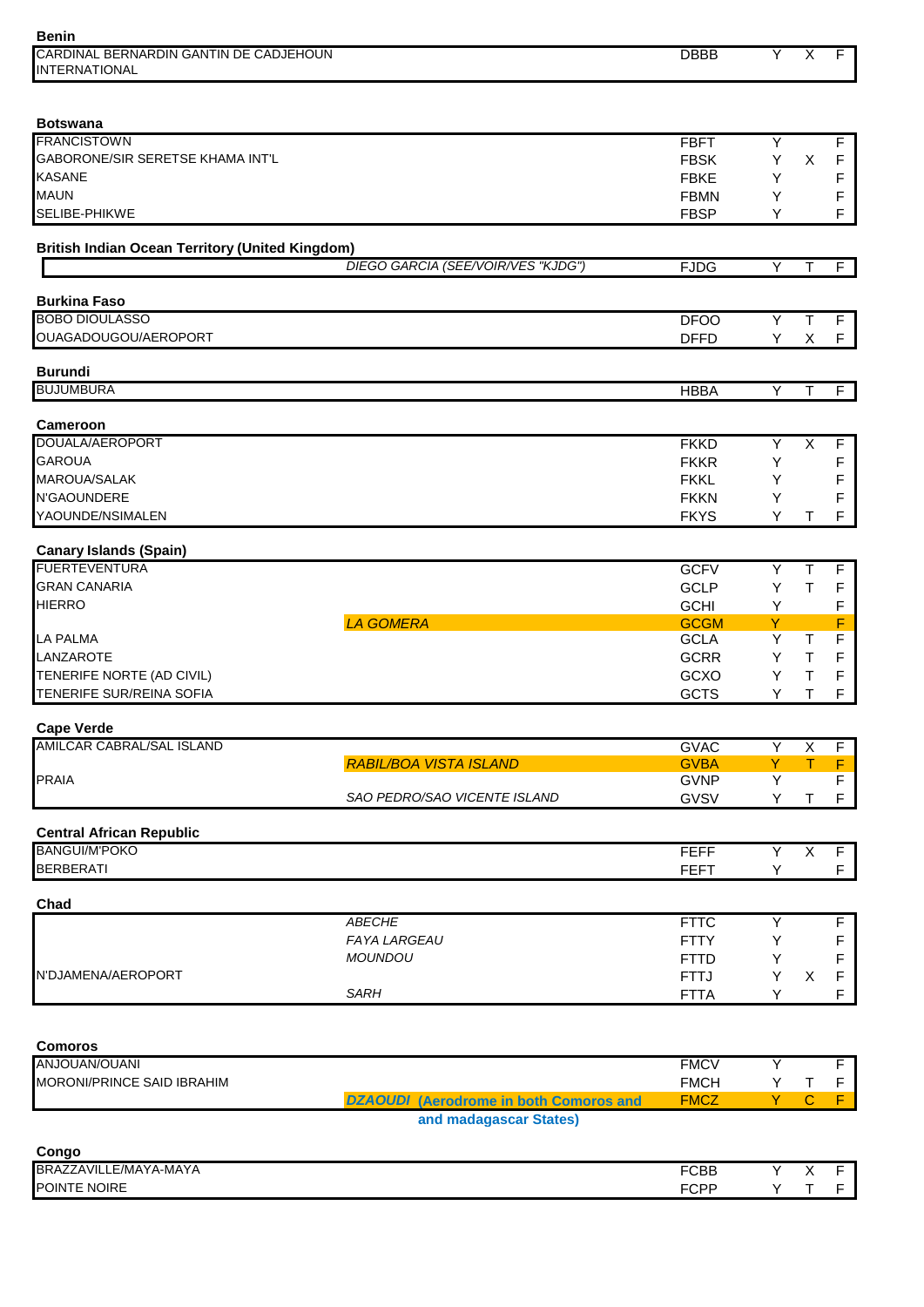**Benin**

| Aerodrome | | ICAO | | | |
|---|---|---|---|---|---|
| CARDINAL BERNARDIN GANTIN DE CADJEHOUN INTERNATIONAL | | DBBB | Y | X | F |

**Botswana**

| Aerodrome | | ICAO | | | |
|---|---|---|---|---|---|
| FRANCISTOWN | | FBFT | Y | | F |
| GABORONE/SIR SERETSE KHAMA INT'L | | FBSK | Y | X | F |
| KASANE | | FBKE | Y | | F |
| MAUN | | FBMN | Y | | F |
| SELIBE-PHIKWE | | FBSP | Y | | F |

**British Indian Ocean Territory (United Kingdom)**

| Aerodrome | | ICAO | | | |
|---|---|---|---|---|---|
| | *DIEGO GARCIA (SEE/VOIR/VES "KJDG")* | FJDG | Y | T | F |

**Burkina Faso**

| Aerodrome | | ICAO | | | |
|---|---|---|---|---|---|
| BOBO DIOULASSO | | DFOO | Y | T | F |
| OUAGADOUGOU/AEROPORT | | DFFD | Y | X | F |

**Burundi**

| Aerodrome | | ICAO | | | |
|---|---|---|---|---|---|
| BUJUMBURA | | HBBA | Y | T | F |

**Cameroon**

| Aerodrome | | ICAO | | | |
|---|---|---|---|---|---|
| DOUALA/AEROPORT | | FKKD | Y | X | F |
| GAROUA | | FKKR | Y | | F |
| MAROUA/SALAK | | FKKL | Y | | F |
| N'GAOUNDERE | | FKKN | Y | | F |
| YAOUNDE/NSIMALEN | | FKYS | Y | T | F |

**Canary Islands (Spain)**

| Aerodrome | | ICAO | | | |
|---|---|---|---|---|---|
| FUERTEVENTURA | | GCFV | Y | T | F |
| GRAN CANARIA | | GCLP | Y | T | F |
| HIERRO | | GCHI | Y | | F |
| | *LA GOMERA* | GCGM | Y | | F |
| LA PALMA | | GCLA | Y | T | F |
| LANZAROTE | | GCRR | Y | T | F |
| TENERIFE NORTE (AD CIVIL) | | GCXO | Y | T | F |
| TENERIFE SUR/REINA SOFIA | | GCTS | Y | T | F |

**Cape Verde**

| Aerodrome | | ICAO | | | |
|---|---|---|---|---|---|
| AMILCAR CABRAL/SAL ISLAND | | GVAC | Y | X | F |
| | *RABIL/BOA VISTA ISLAND* | GVBA | Y | T | F |
| PRAIA | | GVNP | Y | | F |
| | *SAO PEDRO/SAO VICENTE ISLAND* | GVSV | Y | T | F |

**Central African Republic**

| Aerodrome | | ICAO | | | |
|---|---|---|---|---|---|
| BANGUI/M'POKO | | FEFF | Y | X | F |
| BERBERATI | | FEFT | Y | | F |

**Chad**

| Aerodrome | | ICAO | | | |
|---|---|---|---|---|---|
| | *ABECHE* | FTTC | Y | | F |
| | *FAYA LARGEAU* | FTTY | Y | | F |
| | *MOUNDOU* | FTTD | Y | | F |
| N'DJAMENA/AEROPORT | | FTTJ | Y | X | F |
| | *SARH* | FTTA | Y | | F |

**Comoros**

| Aerodrome | | ICAO | | | |
|---|---|---|---|---|---|
| ANJOUAN/OUANI | | FMCV | Y | | F |
| MORONI/PRINCE SAID IBRAHIM | | FMCH | Y | T | F |
| | ***DZAOUDI*** **(Aerodrome in both Comoros and and madagascar States)** | FMCZ | Y | C | F |

**Congo**

| Aerodrome | | ICAO | | | |
|---|---|---|---|---|---|
| BRAZZAVILLE/MAYA-MAYA | | FCBB | Y | X | F |
| POINTE NOIRE | | FCPP | Y | T | F |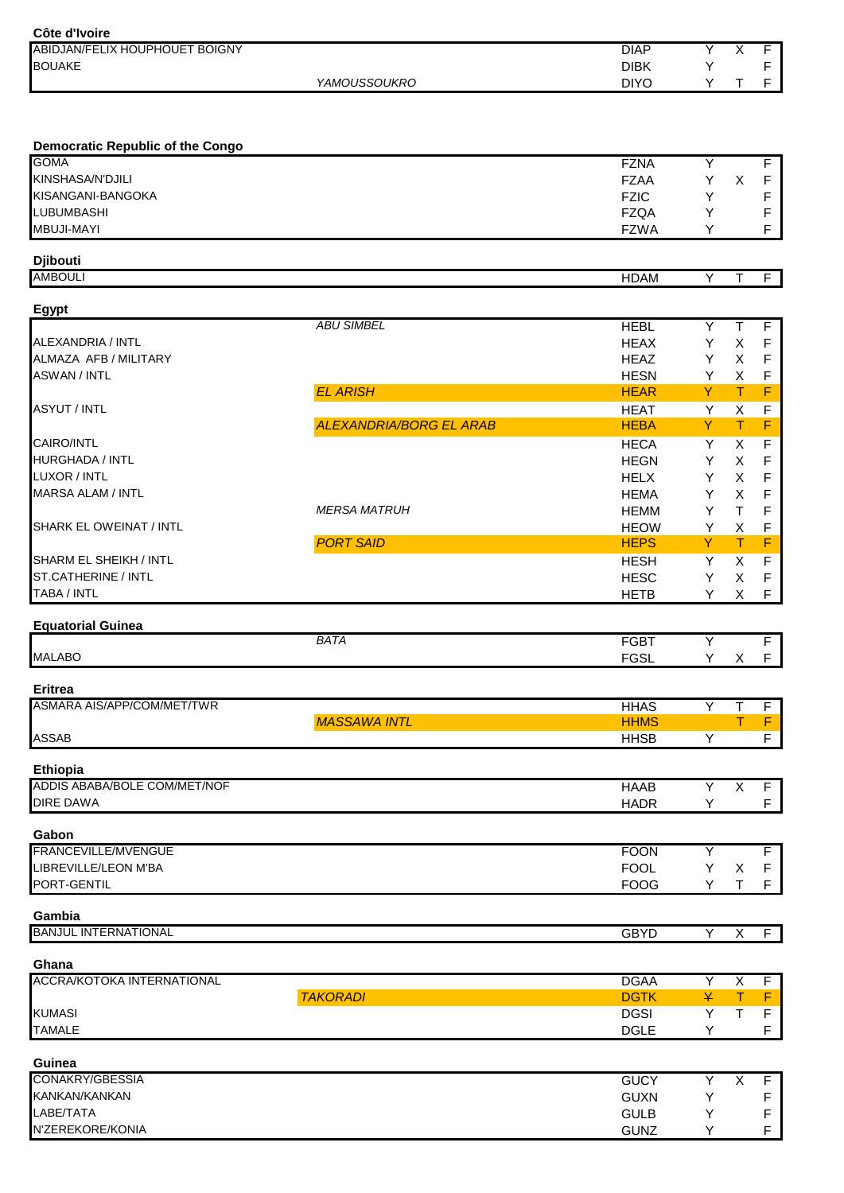**Côte d'Ivoire**

| | | | | | |
|---|---|---|---|---|---|
| ABIDJAN/FELIX HOUPHOUET BOIGNY | | DIAP | Y | X | F |
| BOUAKE | | DIBK | Y | | F |
| | *YAMOUSSOUKRO* | DIYO | Y | T | F |

**Democratic Republic of the Congo**

| | | | | | |
|---|---|---|---|---|---|
| GOMA | | FZNA | Y | | F |
| KINSHASA/N'DJILI | | FZAA | Y | X | F |
| KISANGANI-BANGOKA | | FZIC | Y | | F |
| LUBUMBASHI | | FZQA | Y | | F |
| MBUJI-MAYI | | FZWA | Y | | F |

**Djibouti**

| | | | | | |
|---|---|---|---|---|---|
| AMBOULI | | HDAM | Y | T | F |

**Egypt**

| | | | | | |
|---|---|---|---|---|---|
| | *ABU SIMBEL* | HEBL | Y | T | F |
| ALEXANDRIA / INTL | | HEAX | Y | X | F |
| ALMAZA AFB / MILITARY | | HEAZ | Y | X | F |
| ASWAN / INTL | | HESN | Y | X | F |
| | *EL ARISH* | HEAR | Y | T | F |
| ASYUT / INTL | | HEAT | Y | X | F |
| | *ALEXANDRIA/BORG EL ARAB* | HEBA | Y | T | F |
| CAIRO/INTL | | HECA | Y | X | F |
| HURGHADA / INTL | | HEGN | Y | X | F |
| LUXOR / INTL | | HELX | Y | X | F |
| MARSA ALAM / INTL | | HEMA | Y | X | F |
| | *MERSA MATRUH* | HEMM | Y | T | F |
| SHARK EL OWEINAT / INTL | | HEOW | Y | X | F |
| | *PORT SAID* | HEPS | Y | T | F |
| SHARM EL SHEIKH / INTL | | HESH | Y | X | F |
| ST.CATHERINE / INTL | | HESC | Y | X | F |
| TABA / INTL | | HETB | Y | X | F |

**Equatorial Guinea**

| | | | | | |
|---|---|---|---|---|---|
| | *BATA* | FGBT | Y | | F |
| MALABO | | FGSL | Y | X | F |

**Eritrea**

| | | | | | |
|---|---|---|---|---|---|
| ASMARA AIS/APP/COM/MET/TWR | | HHAS | Y | T | F |
| | *MASSAWA INTL* | HHMS | | T | F |
| ASSAB | | HHSB | Y | | F |

**Ethiopia**

| | | | | | |
|---|---|---|---|---|---|
| ADDIS ABABA/BOLE COM/MET/NOF | | HAAB | Y | X | F |
| DIRE DAWA | | HADR | Y | | F |

**Gabon**

| | | | | | |
|---|---|---|---|---|---|
| FRANCEVILLE/MVENGUE | | FOON | Y | | F |
| LIBREVILLE/LEON M'BA | | FOOL | Y | X | F |
| PORT-GENTIL | | FOOG | Y | T | F |

**Gambia**

| | | | | | |
|---|---|---|---|---|---|
| BANJUL INTERNATIONAL | | GBYD | Y | X | F |

**Ghana**

| | | | | | |
|---|---|---|---|---|---|
| ACCRA/KOTOKA INTERNATIONAL | | DGAA | Y | X | F |
| | *TAKORADI* | DGTK | ~~Y~~ | T | F |
| KUMASI | | DGSI | Y | T | F |
| TAMALE | | DGLE | Y | | F |

**Guinea**

| | | | | | |
|---|---|---|---|---|---|
| CONAKRY/GBESSIA | | GUCY | Y | X | F |
| KANKAN/KANKAN | | GUXN | Y | | F |
| LABE/TATA | | GULB | Y | | F |
| N'ZEREKORE/KONIA | | GUNZ | Y | | F |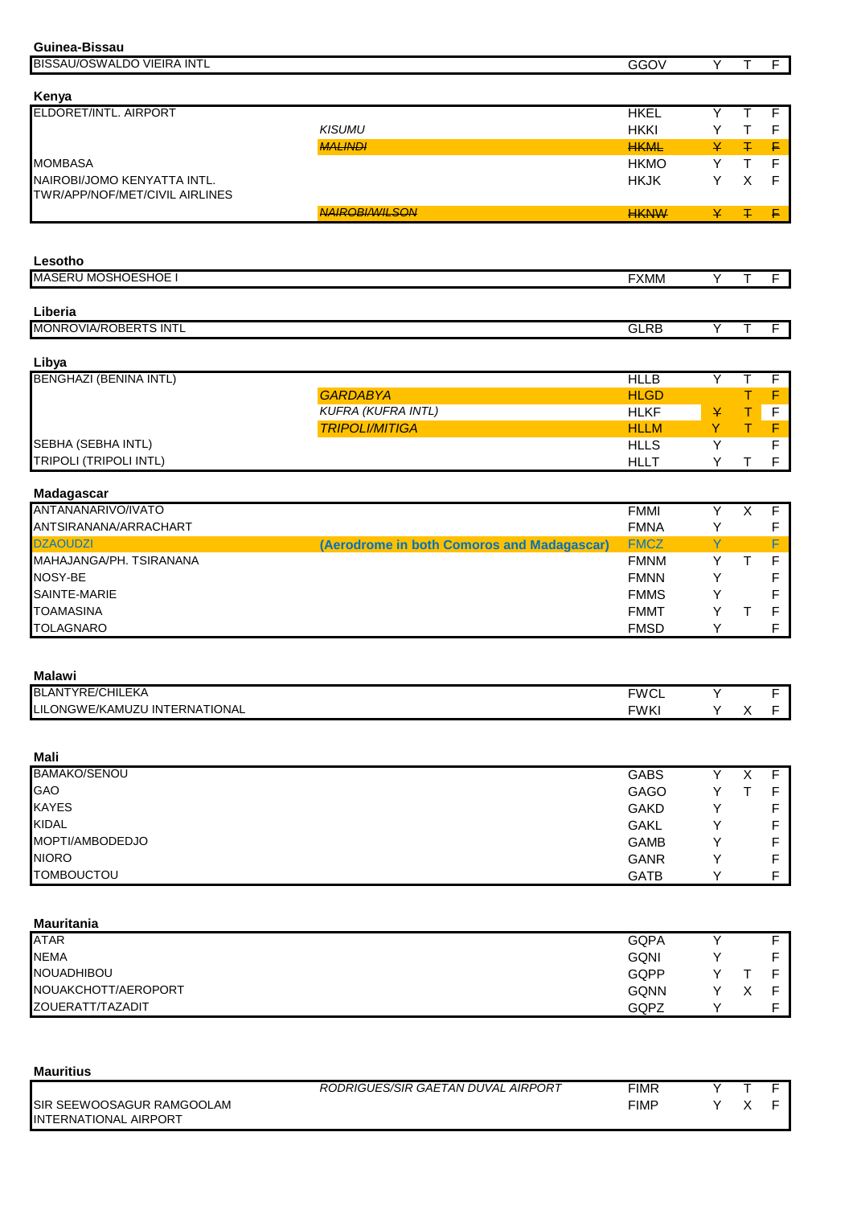**Guinea-Bissau**

| | | | | | |
|---|---|---|---|---|---|
| BISSAU/OSWALDO VIEIRA INTL | | GGOV | Y | T | F |

**Kenya**

| | | | | | |
|---|---|---|---|---|---|
| ELDORET/INTL. AIRPORT | | HKEL | Y | T | F |
| | *KISUMU* | HKKI | Y | T | F |
| | ~~*MALINDI*~~ | ~~HKML~~ | ~~Y~~ | ~~T~~ | ~~F~~ |
| MOMBASA | | HKMO | Y | T | F |
| NAIROBI/JOMO KENYATTA INTL. TWR/APP/NOF/MET/CIVIL AIRLINES | | HKJK | Y | X | F |
| | ~~*NAIROBI/WILSON*~~ | ~~HKNW~~ | ~~Y~~ | ~~T~~ | ~~F~~ |

**Lesotho**

| | | | | | |
|---|---|---|---|---|---|
| MASERU MOSHOESHOE I | | FXMM | Y | T | F |

**Liberia**

| | | | | | |
|---|---|---|---|---|---|
| MONROVIA/ROBERTS INTL | | GLRB | Y | T | F |

**Libya**

| | | | | | |
|---|---|---|---|---|---|
| BENGHAZI (BENINA INTL) | | HLLB | Y | T | F |
| | *GARDABYA* | HLGD | | T | F |
| | *KUFRA (KUFRA INTL)* | HLKF | ~~Y~~ | T | F |
| | *TRIPOLI/MITIGA* | HLLM | Y | T | F |
| SEBHA (SEBHA INTL) | | HLLS | Y | | F |
| TRIPOLI (TRIPOLI INTL) | | HLLT | Y | T | F |

**Madagascar**

| | | | | | |
|---|---|---|---|---|---|
| ANTANANARIVO/IVATO | | FMMI | Y | X | F |
| ANTSIRANANA/ARRACHART | | FMNA | Y | | F |
| DZAOUDZI | **(Aerodrome in both Comoros and Madagascar)** | FMCZ | Y | | F |
| MAHAJANGA/PH. TSIRANANA | | FMNM | Y | T | F |
| NOSY-BE | | FMNN | Y | | F |
| SAINTE-MARIE | | FMMS | Y | | F |
| TOAMASINA | | FMMT | Y | T | F |
| TOLAGNARO | | FMSD | Y | | F |

**Malawi**

| | | | | | |
|---|---|---|---|---|---|
| BLANTYRE/CHILEKA | | FWCL | Y | | F |
| LILONGWE/KAMUZU INTERNATIONAL | | FWKI | Y | X | F |

**Mali**

| | | | | | |
|---|---|---|---|---|---|
| BAMAKO/SENOU | | GABS | Y | X | F |
| GAO | | GAGO | Y | T | F |
| KAYES | | GAKD | Y | | F |
| KIDAL | | GAKL | Y | | F |
| MOPTI/AMBODEDJO | | GAMB | Y | | F |
| NIORO | | GANR | Y | | F |
| TOMBOUCTOU | | GATB | Y | | F |

**Mauritania**

| | | | | | |
|---|---|---|---|---|---|
| ATAR | | GQPA | Y | | F |
| NEMA | | GQNI | Y | | F |
| NOUADHIBOU | | GQPP | Y | T | F |
| NOUAKCHOTT/AEROPORT | | GQNN | Y | X | F |
| ZOUERATT/TAZADIT | | GQPZ | Y | | F |

**Mauritius**

| | | | | | |
|---|---|---|---|---|---|
| | *RODRIGUES/SIR GAETAN DUVAL AIRPORT* | FIMR | Y | T | F |
| SIR SEEWOOSAGUR RAMGOOLAM INTERNATIONAL AIRPORT | | FIMP | Y | X | F |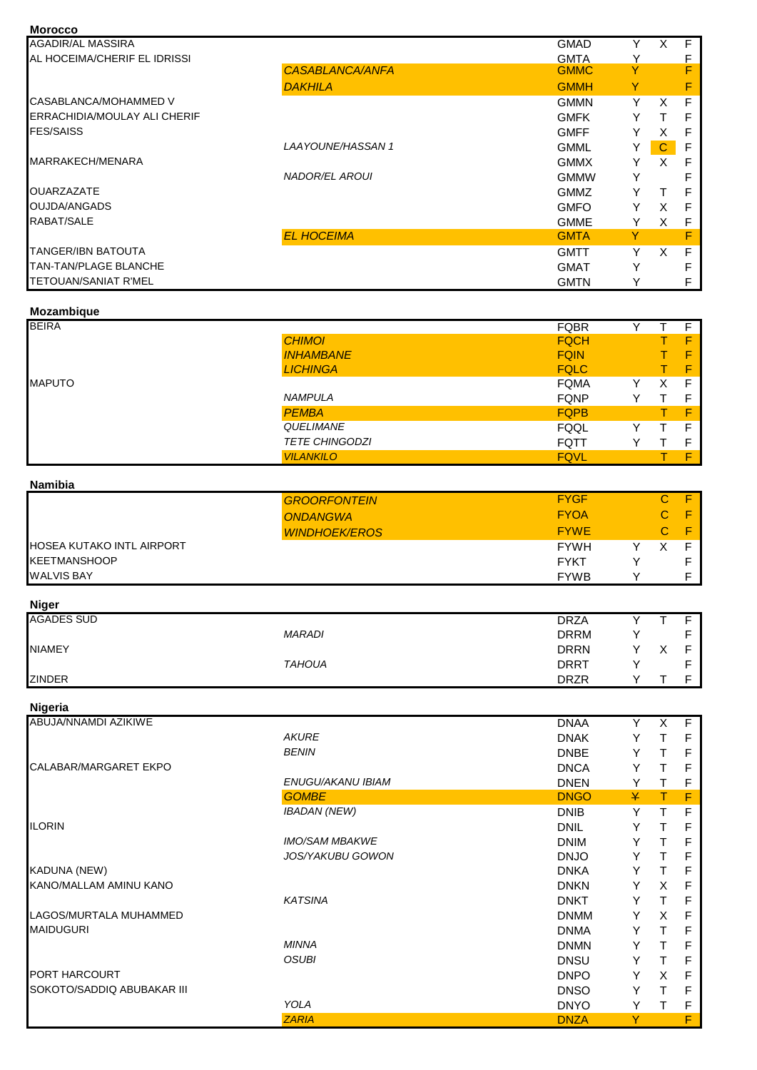### Morocco

| | | | | | |
|---|---|---|---|---|---|
| AGADIR/AL MASSIRA | | GMAD | Y | X | F |
| AL HOCEIMA/CHERIF EL IDRISSI | | GMTA | Y | | F |
| | *CASABLANCA/ANFA* | GMMC | Y | | F |
| | *DAKHILA* | GMMH | Y | | F |
| CASABLANCA/MOHAMMED V | | GMMN | Y | X | F |
| ERRACHIDIA/MOULAY ALI CHERIF | | GMFK | Y | T | F |
| FES/SAISS | | GMFF | Y | X | F |
| | *LAAYOUNE/HASSAN 1* | GMML | Y | C | F |
| MARRAKECH/MENARA | | GMMX | Y | X | F |
| | *NADOR/EL AROUI* | GMMW | Y | | F |
| OUARZAZATE | | GMMZ | Y | T | F |
| OUJDA/ANGADS | | GMFO | Y | X | F |
| RABAT/SALE | | GMME | Y | X | F |
| | *EL HOCEIMA* | GMTA | Y | | F |
| TANGER/IBN BATOUTA | | GMTT | Y | X | F |
| TAN-TAN/PLAGE BLANCHE | | GMAT | Y | | F |
| TETOUAN/SANIAT R'MEL | | GMTN | Y | | F |

### Mozambique

| | | | | | |
|---|---|---|---|---|---|
| BEIRA | | FQBR | Y | T | F |
| | *CHIMOI* | FQCH | | T | F |
| | *INHAMBANE* | FQIN | | T | F |
| | *LICHINGA* | FQLC | | T | F |
| MAPUTO | | FQMA | Y | X | F |
| | *NAMPULA* | FQNP | Y | T | F |
| | *PEMBA* | FQPB | | T | F |
| | *QUELIMANE* | FQQL | Y | T | F |
| | *TETE CHINGODZI* | FQTT | Y | T | F |
| | *VILANKILO* | FQVL | | T | F |

### Namibia

| | | | | | |
|---|---|---|---|---|---|
| | *GROORFONTEIN* | FYGF | | C | F |
| | *ONDANGWA* | FYOA | | C | F |
| | *WINDHOEK/EROS* | FYWE | | C | F |
| HOSEA KUTAKO INTL AIRPORT | | FYWH | Y | X | F |
| KEETMANSHOOP | | FYKT | Y | | F |
| WALVIS BAY | | FYWB | Y | | F |

### Niger

| | | | | | |
|---|---|---|---|---|---|
| AGADES SUD | | DRZA | Y | T | F |
| | *MARADI* | DRRM | Y | | F |
| NIAMEY | | DRRN | Y | X | F |
| | *TAHOUA* | DRRT | Y | | F |
| ZINDER | | DRZR | Y | T | F |

### Nigeria

| | | | | | |
|---|---|---|---|---|---|
| ABUJA/NNAMDI AZIKIWE | | DNAA | Y | X | F |
| | *AKURE* | DNAK | Y | T | F |
| | *BENIN* | DNBE | Y | T | F |
| CALABAR/MARGARET EKPO | | DNCA | Y | T | F |
| | *ENUGU/AKANU IBIAM* | DNEN | Y | T | F |
| | *GOMBE* | DNGO | ~~Y~~ | T | F |
| | *IBADAN (NEW)* | DNIB | Y | T | F |
| ILORIN | | DNIL | Y | T | F |
| | *IMO/SAM MBAKWE* | DNIM | Y | T | F |
| | *JOS/YAKUBU GOWON* | DNJO | Y | T | F |
| KADUNA (NEW) | | DNKA | Y | T | F |
| KANO/MALLAM AMINU KANO | | DNKN | Y | X | F |
| | *KATSINA* | DNKT | Y | T | F |
| LAGOS/MURTALA MUHAMMED | | DNMM | Y | X | F |
| MAIDUGURI | | DNMA | Y | T | F |
| | *MINNA* | DNMN | Y | T | F |
| | *OSUBI* | DNSU | Y | T | F |
| PORT HARCOURT | | DNPO | Y | X | F |
| SOKOTO/SADDIQ ABUBAKAR III | | DNSO | Y | T | F |
| | *YOLA* | DNYO | Y | T | F |
| | *ZARIA* | DNZA | Y | | F |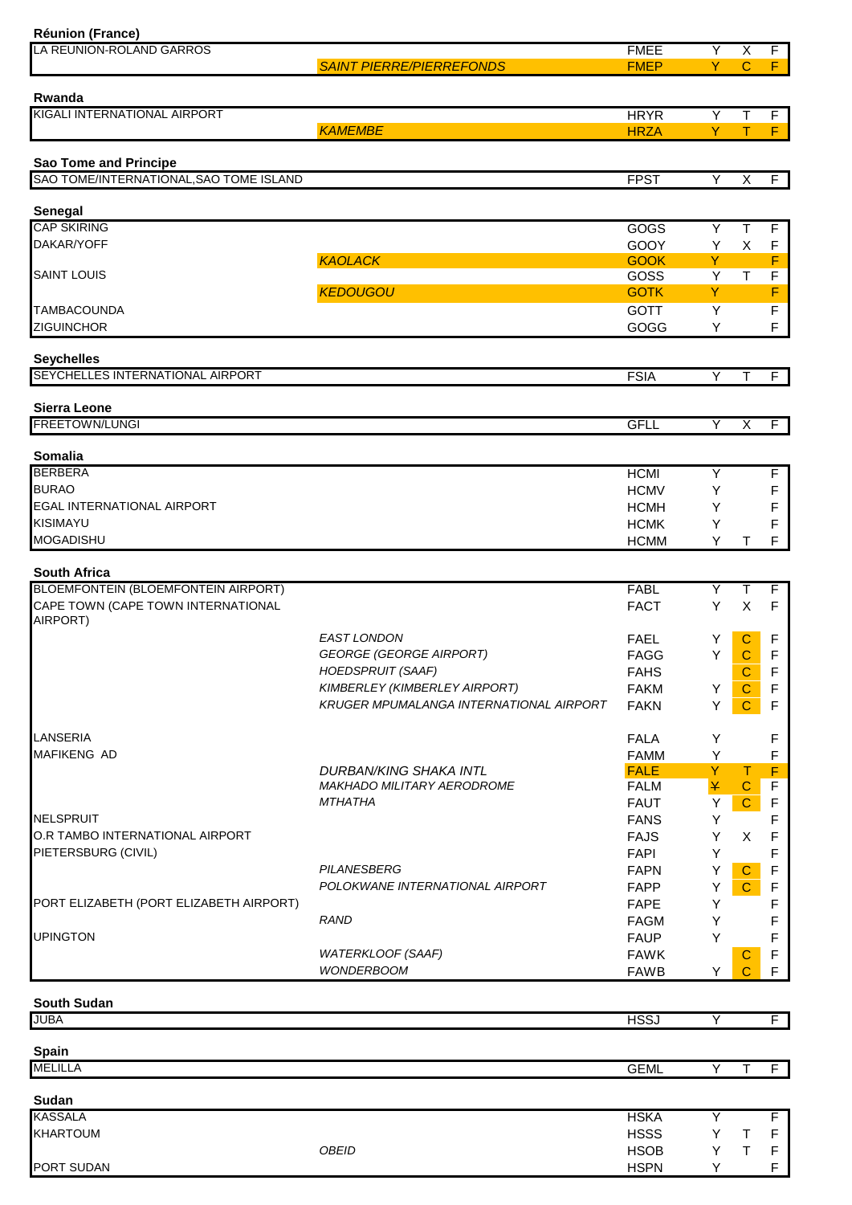**Réunion (France)**

| | | | | | |
|---|---|---|---|---|---|
| LA REUNION-ROLAND GARROS | | FMEE | Y | X | F |
| | *SAINT PIERRE/PIERREFONDS* | FMEP | Y | C | F |

**Rwanda**

| | | | | | |
|---|---|---|---|---|---|
| KIGALI INTERNATIONAL AIRPORT | | HRYR | Y | T | F |
| | *KAMEMBE* | HRZA | Y | T | F |

**Sao Tome and Principe**

| | | | | | |
|---|---|---|---|---|---|
| SAO TOME/INTERNATIONAL,SAO TOME ISLAND | | FPST | Y | X | F |

**Senegal**

| | | | | | |
|---|---|---|---|---|---|
| CAP SKIRING | | GOGS | Y | T | F |
| DAKAR/YOFF | | GOOY | Y | X | F |
| | *KAOLACK* | GOOK | Y | | F |
| SAINT LOUIS | | GOSS | Y | T | F |
| | *KEDOUGOU* | GOTK | Y | | F |
| TAMBACOUNDA | | GOTT | Y | | F |
| ZIGUINCHOR | | GOGG | Y | | F |

**Seychelles**

| | | | | | |
|---|---|---|---|---|---|
| SEYCHELLES INTERNATIONAL AIRPORT | | FSIA | Y | T | F |

**Sierra Leone**

| | | | | | |
|---|---|---|---|---|---|
| FREETOWN/LUNGI | | GFLL | Y | X | F |

**Somalia**

| | | | | | |
|---|---|---|---|---|---|
| BERBERA | | HCMI | Y | | F |
| BURAO | | HCMV | Y | | F |
| EGAL INTERNATIONAL AIRPORT | | HCMH | Y | | F |
| KISIMAYU | | HCMK | Y | | F |
| MOGADISHU | | HCMM | Y | T | F |

**South Africa**

| | | | | | |
|---|---|---|---|---|---|
| BLOEMFONTEIN (BLOEMFONTEIN AIRPORT) | | FABL | Y | T | F |
| CAPE TOWN (CAPE TOWN INTERNATIONAL AIRPORT) | | FACT | Y | X | F |
| | *EAST LONDON* | FAEL | Y | C | F |
| | *GEORGE (GEORGE AIRPORT)* | FAGG | Y | C | F |
| | *HOEDSPRUIT (SAAF)* | FAHS | | C | F |
| | *KIMBERLEY (KIMBERLEY AIRPORT)* | FAKM | Y | C | F |
| | *KRUGER MPUMALANGA INTERNATIONAL AIRPORT* | FAKN | Y | C | F |
| LANSERIA | | FALA | Y | | F |
| MAFIKENG AD | | FAMM | Y | | F |
| | *DURBAN/KING SHAKA INTL* | FALE | Y | T | F |
| | *MAKHADO MILITARY AERODROME* | FALM | ~~Y~~ | C | F |
| | *MTHATHA* | FAUT | Y | C | F |
| NELSPRUIT | | FANS | Y | | F |
| O.R TAMBO INTERNATIONAL AIRPORT | | FAJS | Y | X | F |
| PIETERSBURG (CIVIL) | | FAPI | Y | | F |
| | *PILANESBERG* | FAPN | Y | C | F |
| | *POLOKWANE INTERNATIONAL AIRPORT* | FAPP | Y | C | F |
| PORT ELIZABETH (PORT ELIZABETH AIRPORT) | | FAPE | Y | | F |
| | *RAND* | FAGM | Y | | F |
| UPINGTON | | FAUP | Y | | F |
| | *WATERKLOOF (SAAF)* | FAWK | | C | F |
| | *WONDERBOOM* | FAWB | Y | C | F |

**South Sudan**

| | | | | | |
|---|---|---|---|---|---|
| JUBA | | HSSJ | Y | | F |

**Spain**

| | | | | | |
|---|---|---|---|---|---|
| MELILLA | | GEML | Y | T | F |

**Sudan**

| | | | | | |
|---|---|---|---|---|---|
| KASSALA | | HSKA | Y | | F |
| KHARTOUM | | HSSS | Y | T | F |
| | *OBEID* | HSOB | Y | T | F |
| PORT SUDAN | | HSPN | Y | | F |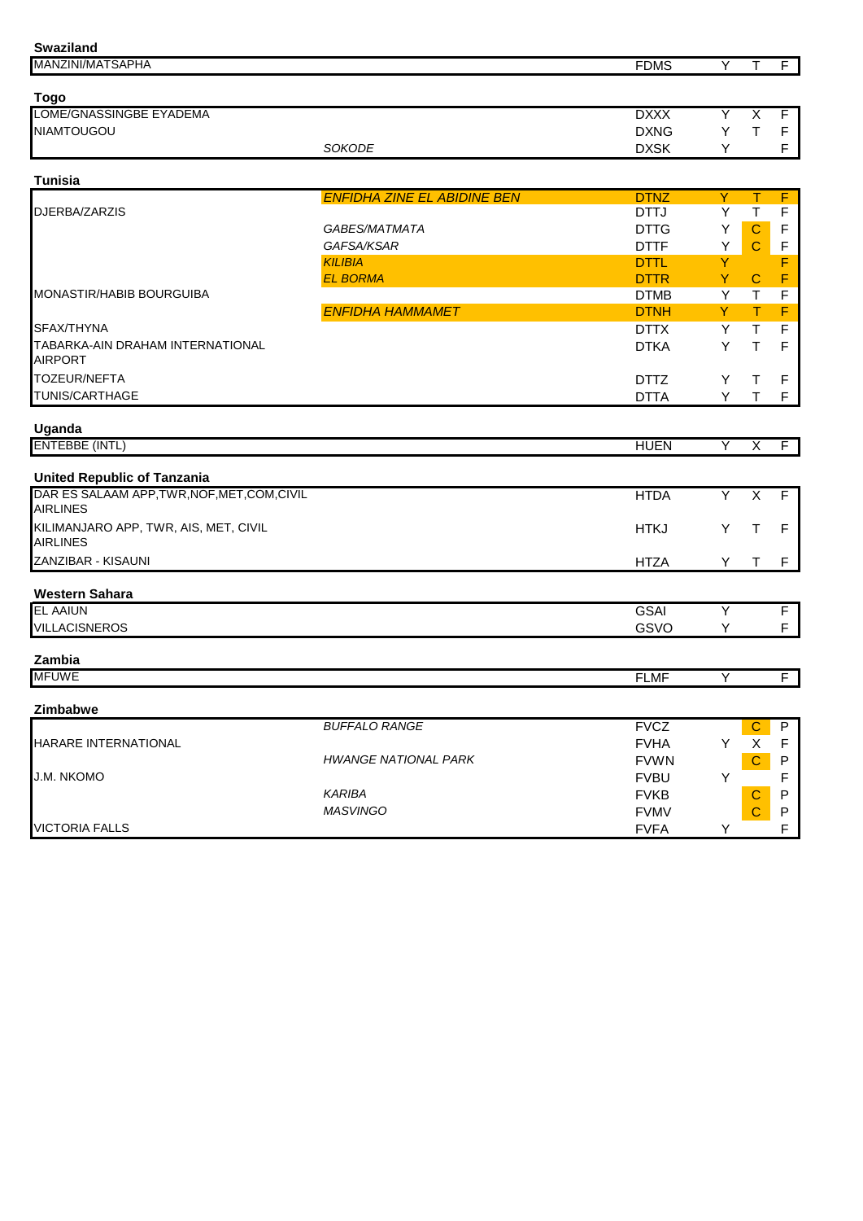**Swaziland**

| | | | | | |
|---|---|---|---|---|---|
| MANZINI/MATSAPHA | | FDMS | Y | T | F |

**Togo**

| | | | | | |
|---|---|---|---|---|---|
| LOME/GNASSINGBE EYADEMA | | DXXX | Y | X | F |
| NIAMTOUGOU | | DXNG | Y | T | F |
| | *SOKODE* | DXSK | Y | | F |

**Tunisia**

| | | | | | |
|---|---|---|---|---|---|
| | *ENFIDHA ZINE EL ABIDINE BEN* | DTNZ | Y | T | F |
| DJERBA/ZARZIS | | DTTJ | Y | T | F |
| | *GABES/MATMATA* | DTTG | Y | C | F |
| | *GAFSA/KSAR* | DTTF | Y | C | F |
| | *KILIBIA* | DTTL | Y | | F |
| | *EL BORMA* | DTTR | Y | C | F |
| MONASTIR/HABIB BOURGUIBA | | DTMB | Y | T | F |
| | *ENFIDHA HAMMAMET* | DTNH | Y | T | F |
| SFAX/THYNA | | DTTX | Y | T | F |
| TABARKA-AIN DRAHAM INTERNATIONAL AIRPORT | | DTKA | Y | T | F |
| TOZEUR/NEFTA | | DTTZ | Y | T | F |
| TUNIS/CARTHAGE | | DTTA | Y | T | F |

**Uganda**

| | | | | | |
|---|---|---|---|---|---|
| ENTEBBE (INTL) | | HUEN | Y | X | F |

**United Republic of Tanzania**

| | | | | | |
|---|---|---|---|---|---|
| DAR ES SALAAM APP,TWR,NOF,MET,COM,CIVIL AIRLINES | | HTDA | Y | X | F |
| KILIMANJARO APP, TWR, AIS, MET, CIVIL AIRLINES | | HTKJ | Y | T | F |
| ZANZIBAR - KISAUNI | | HTZA | Y | T | F |

**Western Sahara**

| | | | | | |
|---|---|---|---|---|---|
| EL AAIUN | | GSAI | Y | | F |
| VILLACISNEROS | | GSVO | Y | | F |

**Zambia**

| | | | | | |
|---|---|---|---|---|---|
| MFUWE | | FLMF | Y | | F |

**Zimbabwe**

| | | | | | |
|---|---|---|---|---|---|
| | *BUFFALO RANGE* | FVCZ | | C | P |
| HARARE INTERNATIONAL | | FVHA | Y | X | F |
| | *HWANGE NATIONAL PARK* | FVWN | | C | P |
| J.M. NKOMO | | FVBU | Y | | F |
| | *KARIBA* | FVKB | | C | P |
| | *MASVINGO* | FVMV | | C | P |
| VICTORIA FALLS | | FVFA | Y | | F |